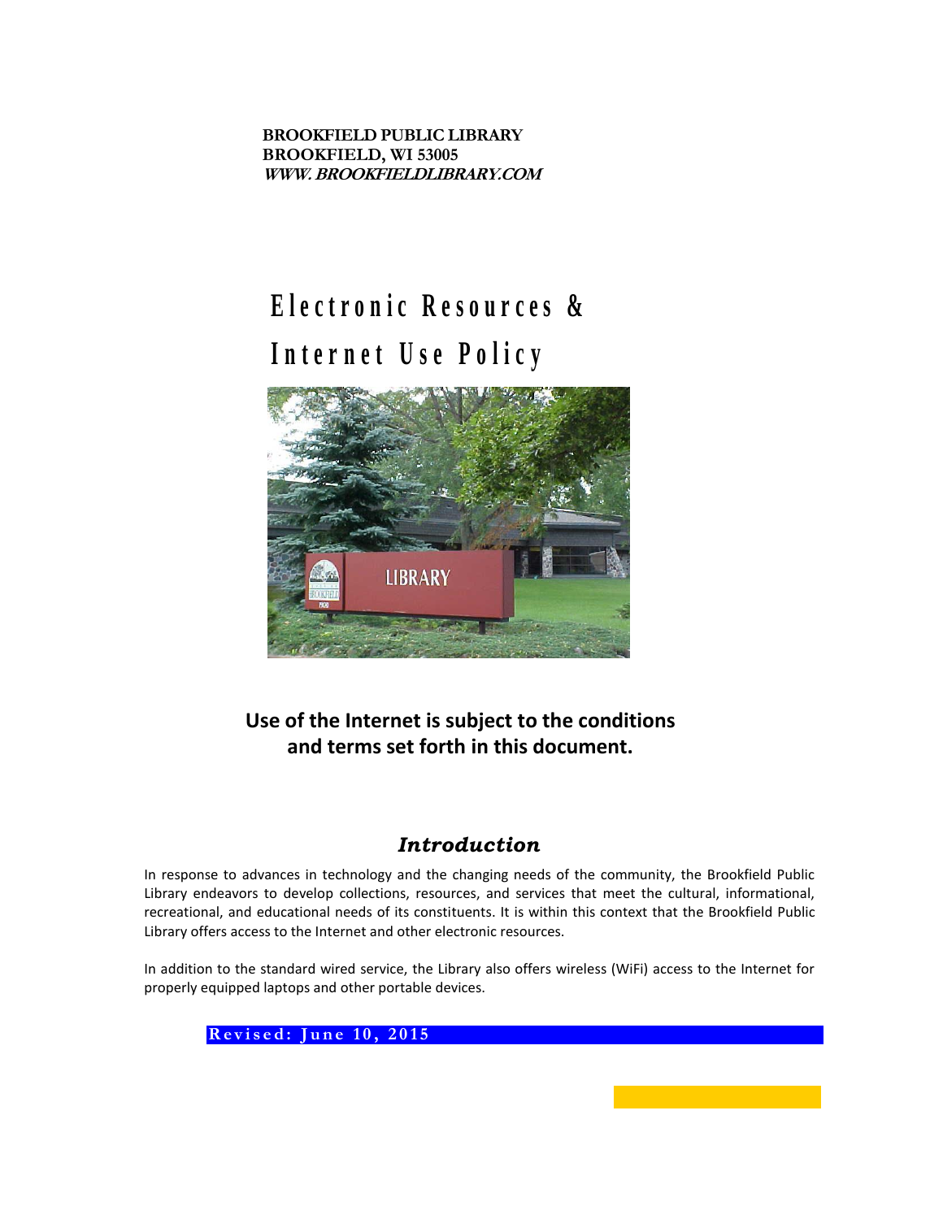**BROOKFIELD PUBLIC LIBRARY**
**BROOKFIELD, WI 53005**
***WWW. BROOKFIELDLIBRARY.COM***

# Electronic Resources & Internet Use Policy

**Use of the Internet is subject to the conditions and terms set forth in this document.**

## *Introduction*

In response to advances in technology and the changing needs of the community, the Brookfield Public Library endeavors to develop collections, resources, and services that meet the cultural, informational, recreational, and educational needs of its constituents. It is within this context that the Brookfield Public Library offers access to the Internet and other electronic resources.

In addition to the standard wired service, the Library also offers wireless (WiFi) access to the Internet for properly equipped laptops and other portable devices.

**Revised: June 10, 2015**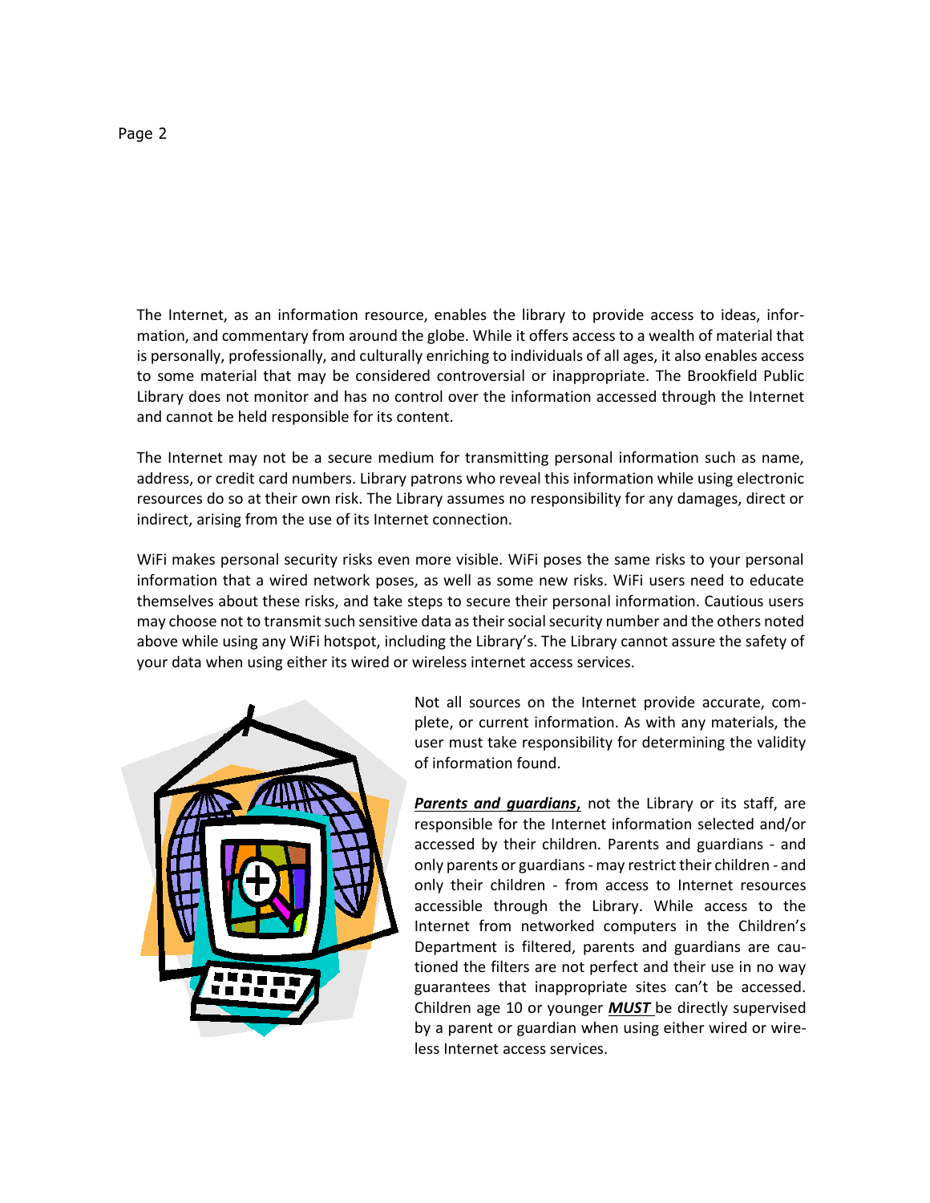The Internet, as an information resource, enables the library to provide access to ideas, information, and commentary from around the globe. While it offers access to a wealth of material that is personally, professionally, and culturally enriching to individuals of all ages, it also enables access to some material that may be considered controversial or inappropriate. The Brookfield Public Library does not monitor and has no control over the information accessed through the Internet and cannot be held responsible for its content.

The Internet may not be a secure medium for transmitting personal information such as name, address, or credit card numbers. Library patrons who reveal this information while using electronic resources do so at their own risk. The Library assumes no responsibility for any damages, direct or indirect, arising from the use of its Internet connection.

WiFi makes personal security risks even more visible. WiFi poses the same risks to your personal information that a wired network poses, as well as some new risks. WiFi users need to educate themselves about these risks, and take steps to secure their personal information. Cautious users may choose not to transmit such sensitive data as their social security number and the others noted above while using any WiFi hotspot, including the Library's. The Library cannot assure the safety of your data when using either its wired or wireless internet access services.

Not all sources on the Internet provide accurate, complete, or current information. As with any materials, the user must take responsibility for determining the validity of information found.

***Parents and guardians***, not the Library or its staff, are responsible for the Internet information selected and/or accessed by their children. Parents and guardians - and only parents or guardians - may restrict their children - and only their children - from access to Internet resources accessible through the Library. While access to the Internet from networked computers in the Children's Department is filtered, parents and guardians are cautioned the filters are not perfect and their use in no way guarantees that inappropriate sites can't be accessed. Children age 10 or younger ***MUST*** be directly supervised by a parent or guardian when using either wired or wireless Internet access services.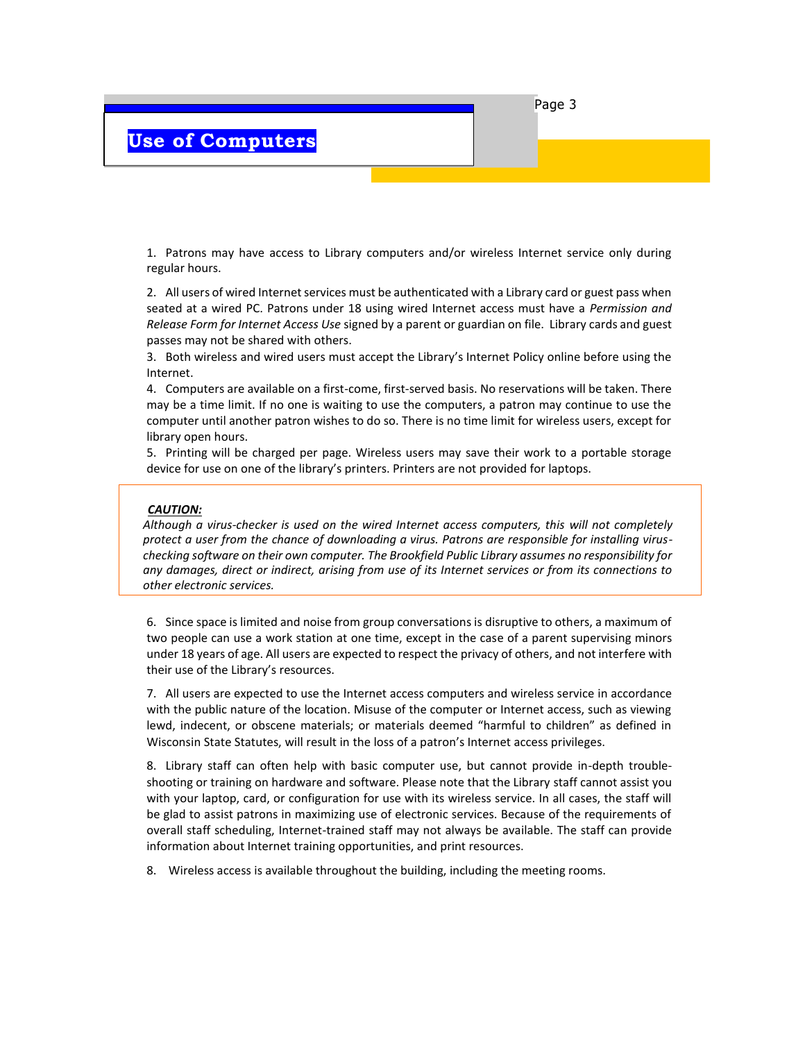# Use of Computers

1. Patrons may have access to Library computers and/or wireless Internet service only during regular hours.

2. All users of wired Internet services must be authenticated with a Library card or guest pass when seated at a wired PC. Patrons under 18 using wired Internet access must have a *Permission and Release Form for Internet Access Use* signed by a parent or guardian on file. Library cards and guest passes may not be shared with others.

3. Both wireless and wired users must accept the Library's Internet Policy online before using the Internet.

4. Computers are available on a first-come, first-served basis. No reservations will be taken. There may be a time limit. If no one is waiting to use the computers, a patron may continue to use the computer until another patron wishes to do so. There is no time limit for wireless users, except for library open hours.

5. Printing will be charged per page. Wireless users may save their work to a portable storage device for use on one of the library's printers. Printers are not provided for laptops.

> ***CAUTION:***
> *Although a virus-checker is used on the wired Internet access computers, this will not completely protect a user from the chance of downloading a virus. Patrons are responsible for installing virus-checking software on their own computer. The Brookfield Public Library assumes no responsibility for any damages, direct or indirect, arising from use of its Internet services or from its connections to other electronic services.*

6. Since space is limited and noise from group conversations is disruptive to others, a maximum of two people can use a work station at one time, except in the case of a parent supervising minors under 18 years of age. All users are expected to respect the privacy of others, and not interfere with their use of the Library's resources.

7. All users are expected to use the Internet access computers and wireless service in accordance with the public nature of the location. Misuse of the computer or Internet access, such as viewing lewd, indecent, or obscene materials; or materials deemed "harmful to children" as defined in Wisconsin State Statutes, will result in the loss of a patron's Internet access privileges.

8. Library staff can often help with basic computer use, but cannot provide in-depth trouble-shooting or training on hardware and software. Please note that the Library staff cannot assist you with your laptop, card, or configuration for use with its wireless service. In all cases, the staff will be glad to assist patrons in maximizing use of electronic services. Because of the requirements of overall staff scheduling, Internet-trained staff may not always be available. The staff can provide information about Internet training opportunities, and print resources.

8. Wireless access is available throughout the building, including the meeting rooms.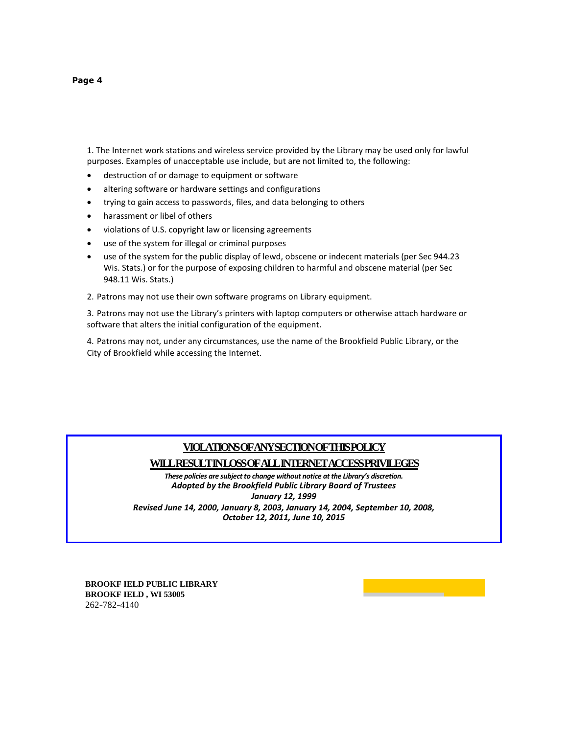1. The Internet work stations and wireless service provided by the Library may be used only for lawful purposes. Examples of unacceptable use include, but are not limited to, the following:

- destruction of or damage to equipment or software
- altering software or hardware settings and configurations
- trying to gain access to passwords, files, and data belonging to others
- harassment or libel of others
- violations of U.S. copyright law or licensing agreements
- use of the system for illegal or criminal purposes
- use of the system for the public display of lewd, obscene or indecent materials (per Sec 944.23 Wis. Stats.) or for the purpose of exposing children to harmful and obscene material (per Sec 948.11 Wis. Stats.)

2. Patrons may not use their own software programs on Library equipment.

3. Patrons may not use the Library's printers with laptop computers or otherwise attach hardware or software that alters the initial configuration of the equipment.

4. Patrons may not, under any circumstances, use the name of the Brookfield Public Library, or the City of Brookfield while accessing the Internet.

**VIOLATIONS OF ANY SECTION OF THIS POLICY**

**WILL RESULT IN LOSS OF ALL INTERNET ACCESS PRIVILEGES**

***These policies are subject to change without notice at the Library's discretion.***

***Adopted by the Brookfield Public Library Board of Trustees***

***January 12, 1999***

***Revised June 14, 2000, January 8, 2003, January 14, 2004, September 10, 2008, October 12, 2011, June 10, 2015***

**BROOKFIELD PUBLIC LIBRARY**
**BROOKFIELD, WI 53005**
262-782-4140